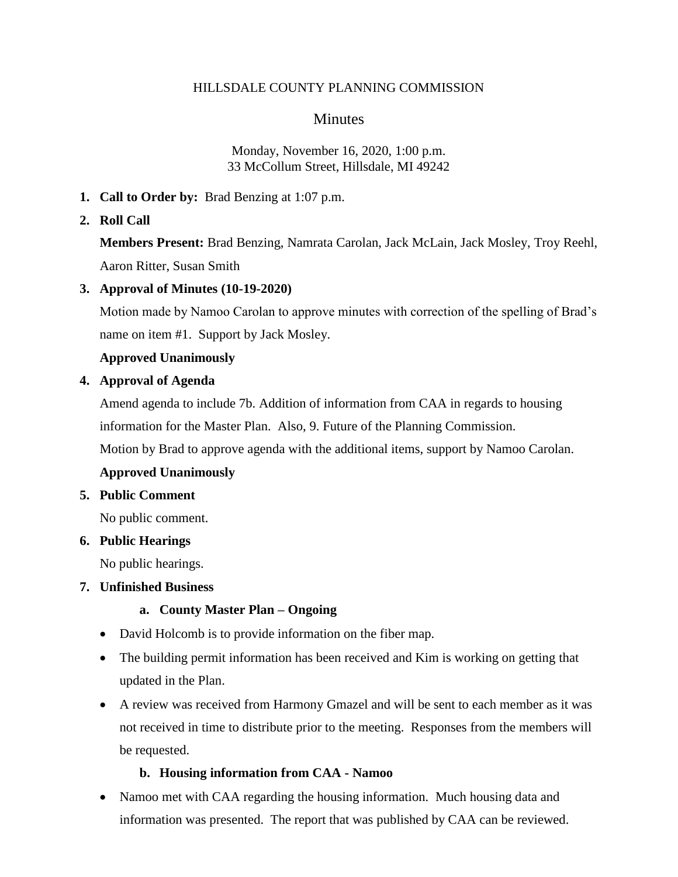HILLSDALE COUNTY PLANNING COMMISSION

Minutes

Monday, November 16, 2020, 1:00 p.m.
33 McCollum Street, Hillsdale, MI 49242

1. **Call to Order by:** Brad Benzing at 1:07 p.m.
2. **Roll Call**

   **Members Present:** Brad Benzing, Namrata Carolan, Jack McLain, Jack Mosley, Troy Reehl, Aaron Ritter, Susan Smith
3. **Approval of Minutes (10-19-2020)**

   Motion made by Namoo Carolan to approve minutes with correction of the spelling of Brad's name on item #1. Support by Jack Mosley.

   **Approved Unanimously**
4. **Approval of Agenda**

   Amend agenda to include 7b. Addition of information from CAA in regards to housing information for the Master Plan. Also, 9. Future of the Planning Commission.

   Motion by Brad to approve agenda with the additional items, support by Namoo Carolan.

   **Approved Unanimously**
5. **Public Comment**

   No public comment.
6. **Public Hearings**

   No public hearings.
7. **Unfinished Business**

   **a. County Master Plan – Ongoing**

   - David Holcomb is to provide information on the fiber map.
   - The building permit information has been received and Kim is working on getting that updated in the Plan.
   - A review was received from Harmony Gmazel and will be sent to each member as it was not received in time to distribute prior to the meeting. Responses from the members will be requested.

   **b. Housing information from CAA - Namoo**

   - Namoo met with CAA regarding the housing information. Much housing data and information was presented. The report that was published by CAA can be reviewed.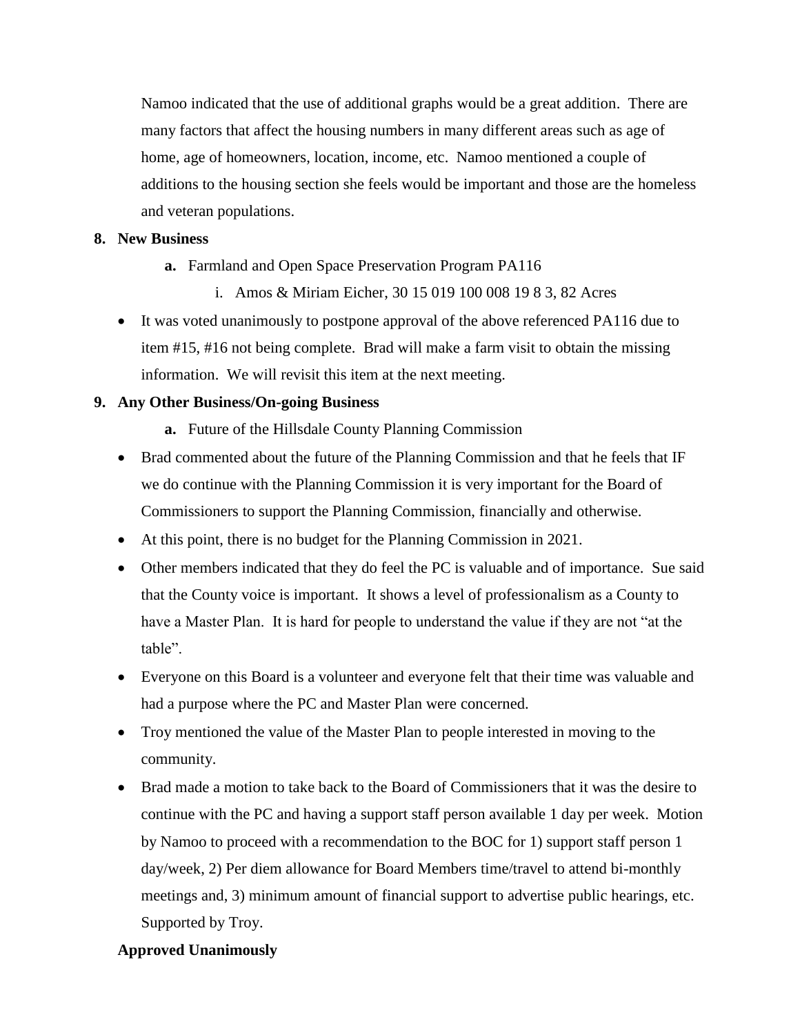Namoo indicated that the use of additional graphs would be a great addition. There are many factors that affect the housing numbers in many different areas such as age of home, age of homeowners, location, income, etc. Namoo mentioned a couple of additions to the housing section she feels would be important and those are the homeless and veteran populations.

**8. New Business**

**a.** Farmland and Open Space Preservation Program PA116

i. Amos & Miriam Eicher, 30 15 019 100 008 19 8 3, 82 Acres

- It was voted unanimously to postpone approval of the above referenced PA116 due to item #15, #16 not being complete. Brad will make a farm visit to obtain the missing information. We will revisit this item at the next meeting.

**9. Any Other Business/On-going Business**

**a.** Future of the Hillsdale County Planning Commission

- Brad commented about the future of the Planning Commission and that he feels that IF we do continue with the Planning Commission it is very important for the Board of Commissioners to support the Planning Commission, financially and otherwise.
- At this point, there is no budget for the Planning Commission in 2021.
- Other members indicated that they do feel the PC is valuable and of importance. Sue said that the County voice is important. It shows a level of professionalism as a County to have a Master Plan. It is hard for people to understand the value if they are not "at the table".
- Everyone on this Board is a volunteer and everyone felt that their time was valuable and had a purpose where the PC and Master Plan were concerned.
- Troy mentioned the value of the Master Plan to people interested in moving to the community.
- Brad made a motion to take back to the Board of Commissioners that it was the desire to continue with the PC and having a support staff person available 1 day per week. Motion by Namoo to proceed with a recommendation to the BOC for 1) support staff person 1 day/week, 2) Per diem allowance for Board Members time/travel to attend bi-monthly meetings and, 3) minimum amount of financial support to advertise public hearings, etc. Supported by Troy.

**Approved Unanimously**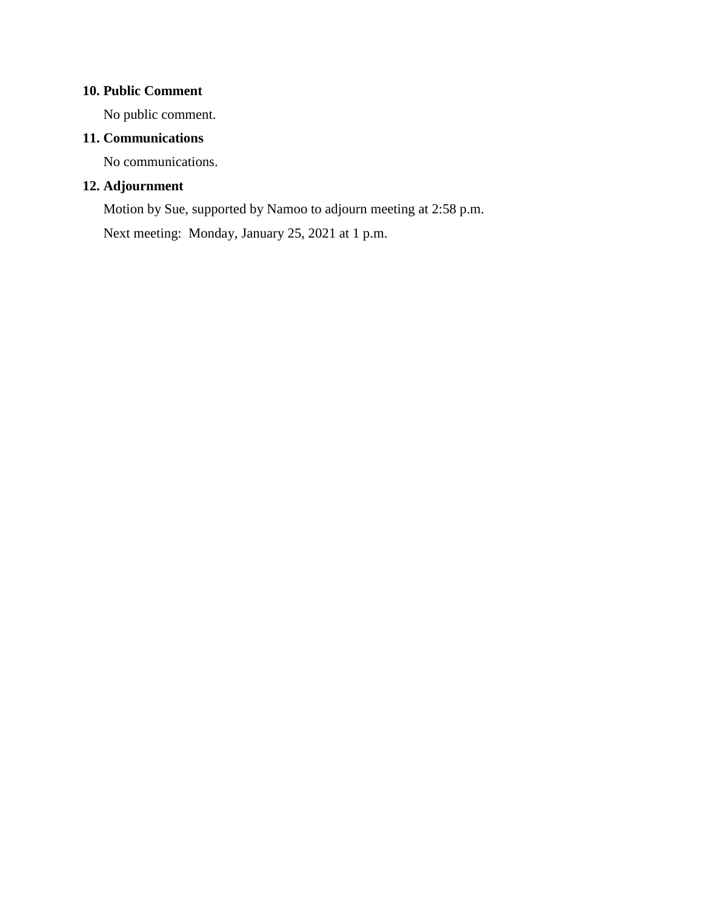**10. Public Comment**

No public comment.

**11. Communications**

No communications.

**12. Adjournment**

Motion by Sue, supported by Namoo to adjourn meeting at 2:58 p.m.

Next meeting: Monday, January 25, 2021 at 1 p.m.